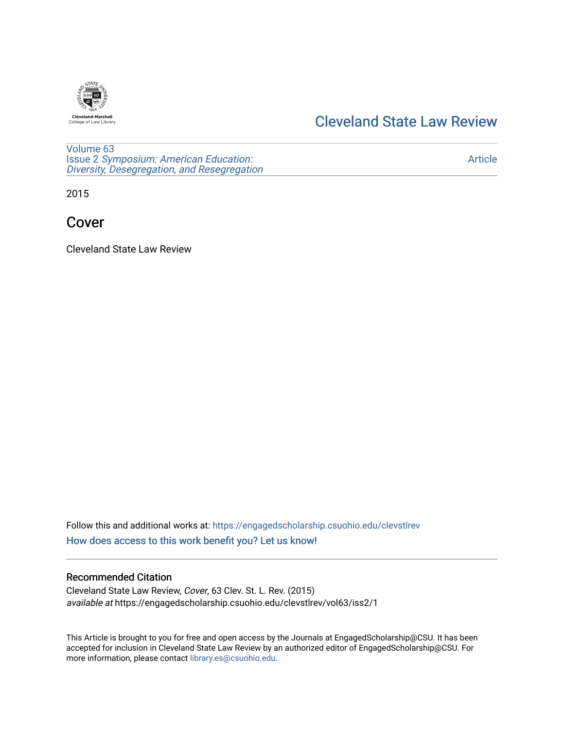Cleveland-Marshall College of Law Library

# Cleveland State Law Review

Volume 63
Issue 2 *Symposium: American Education: Diversity, Desegregation, and Resegregation*

Article

2015

## Cover

Cleveland State Law Review

Follow this and additional works at: https://engagedscholarship.csuohio.edu/clevstlrev

How does access to this work benefit you? Let us know!

### Recommended Citation

Cleveland State Law Review, *Cover*, 63 Clev. St. L. Rev. (2015)
*available at* https://engagedscholarship.csuohio.edu/clevstlrev/vol63/iss2/1

This Article is brought to you for free and open access by the Journals at EngagedScholarship@CSU. It has been accepted for inclusion in Cleveland State Law Review by an authorized editor of EngagedScholarship@CSU. For more information, please contact library.es@csuohio.edu.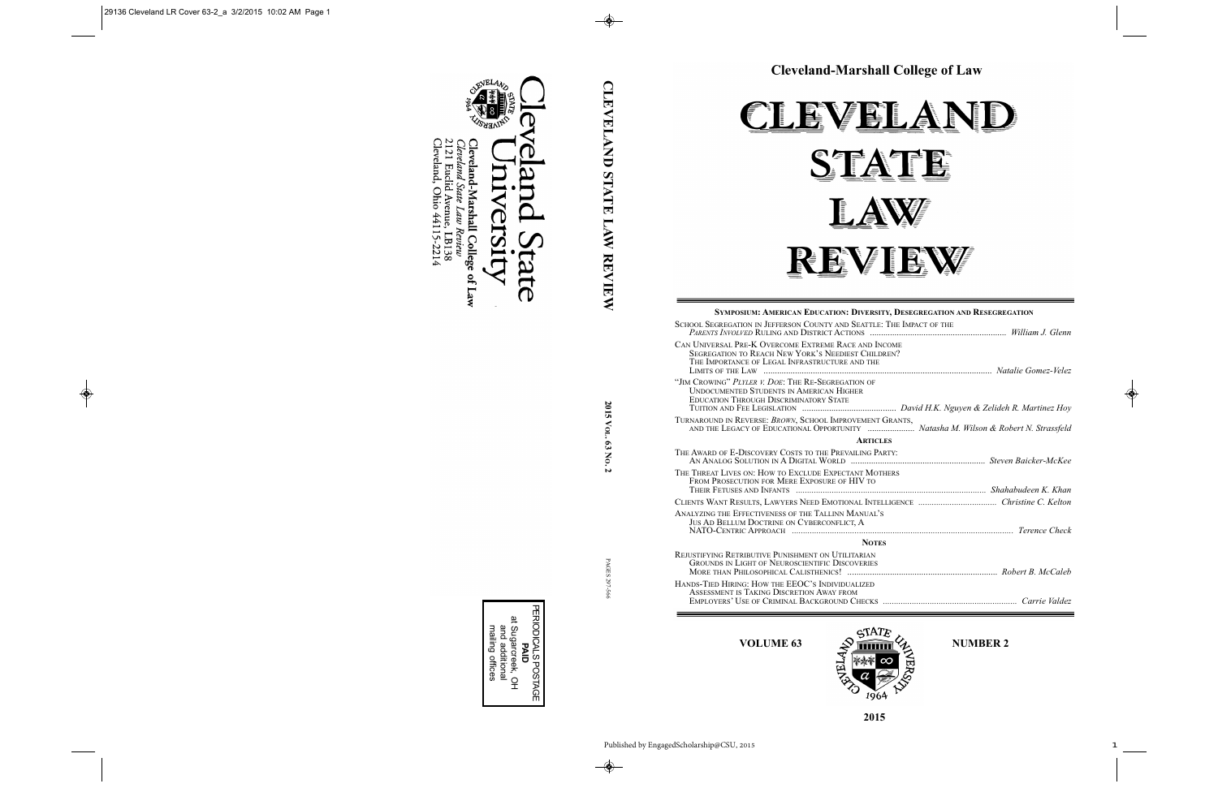Cleveland State University

Cleveland-Marshall College of Law
*Cleveland State Law Review*
2121 Euclid Avenue, LB138
Cleveland, Ohio 44115-2214

PERIODICALS POSTAGE
**PAID**
at Sugarcreek, OH
and additional
mailing offices

**CLEVELAND STATE LAW REVIEW**

**2015 VOL. 63 NO. 2**

PAGES 207-566

**Cleveland-Marshall College of Law**

# CLEVELAND STATE LAW REVIEW

**SYMPOSIUM: AMERICAN EDUCATION: DIVERSITY, DESEGREGATION AND RESEGREGATION**

SCHOOL SEGREGATION IN JEFFERSON COUNTY AND SEATTLE: THE IMPACT OF THE *PARENTS INVOLVED* RULING AND DISTRICT ACTIONS ........ *William J. Glenn*

CAN UNIVERSAL PRE-K OVERCOME EXTREME RACE AND INCOME SEGREGATION TO REACH NEW YORK'S NEEDIEST CHILDREN? THE IMPORTANCE OF LEGAL INFRASTRUCTURE AND THE LIMITS OF THE LAW ........ *Natalie Gomez-Velez*

"JIM CROWING" *PLYLER V. DOE*: THE RE-SEGREGATION OF UNDOCUMENTED STUDENTS IN AMERICAN HIGHER EDUCATION THROUGH DISCRIMINATORY STATE TUITION AND FEE LEGISLATION ........ *David H.K. Nguyen & Zelideh R. Martinez Hoy*

TURNAROUND IN REVERSE: *BROWN*, SCHOOL IMPROVEMENT GRANTS, AND THE LEGACY OF EDUCATIONAL OPPORTUNITY ........ *Natasha M. Wilson & Robert N. Strassfeld*

**ARTICLES**

THE AWARD OF E-DISCOVERY COSTS TO THE PREVAILING PARTY: AN ANALOG SOLUTION IN A DIGITAL WORLD ........ *Steven Baicker-McKee*

THE THREAT LIVES ON: HOW TO EXCLUDE EXPECTANT MOTHERS FROM PROSECUTION FOR MERE EXPOSURE OF HIV TO THEIR FETUSES AND INFANTS ........ *Shahabudeen K. Khan*

CLIENTS WANT RESULTS, LAWYERS NEED EMOTIONAL INTELLIGENCE ........ *Christine C. Kelton*

ANALYZING THE EFFECTIVENESS OF THE TALLINN MANUAL'S JUS AD BELLUM DOCTRINE ON CYBERCONFLICT, A NATO-CENTRIC APPROACH ........ *Terence Check*

**NOTES**

REJUSTIFYING RETRIBUTIVE PUNISHMENT ON UTILITARIAN GROUNDS IN LIGHT OF NEUROSCIENTIFIC DISCOVERIES MORE THAN PHILOSOPHICAL CALISTHENICS! ........ *Robert B. McCaleb*

HANDS-TIED HIRING: HOW THE EEOC'S INDIVIDUALIZED ASSESSMENT IS TAKING DISCRETION AWAY FROM EMPLOYERS' USE OF CRIMINAL BACKGROUND CHECKS ........ *Carrie Valdez*

**VOLUME 63** **NUMBER 2**

**2015**

Published by EngagedScholarship@CSU, 2015